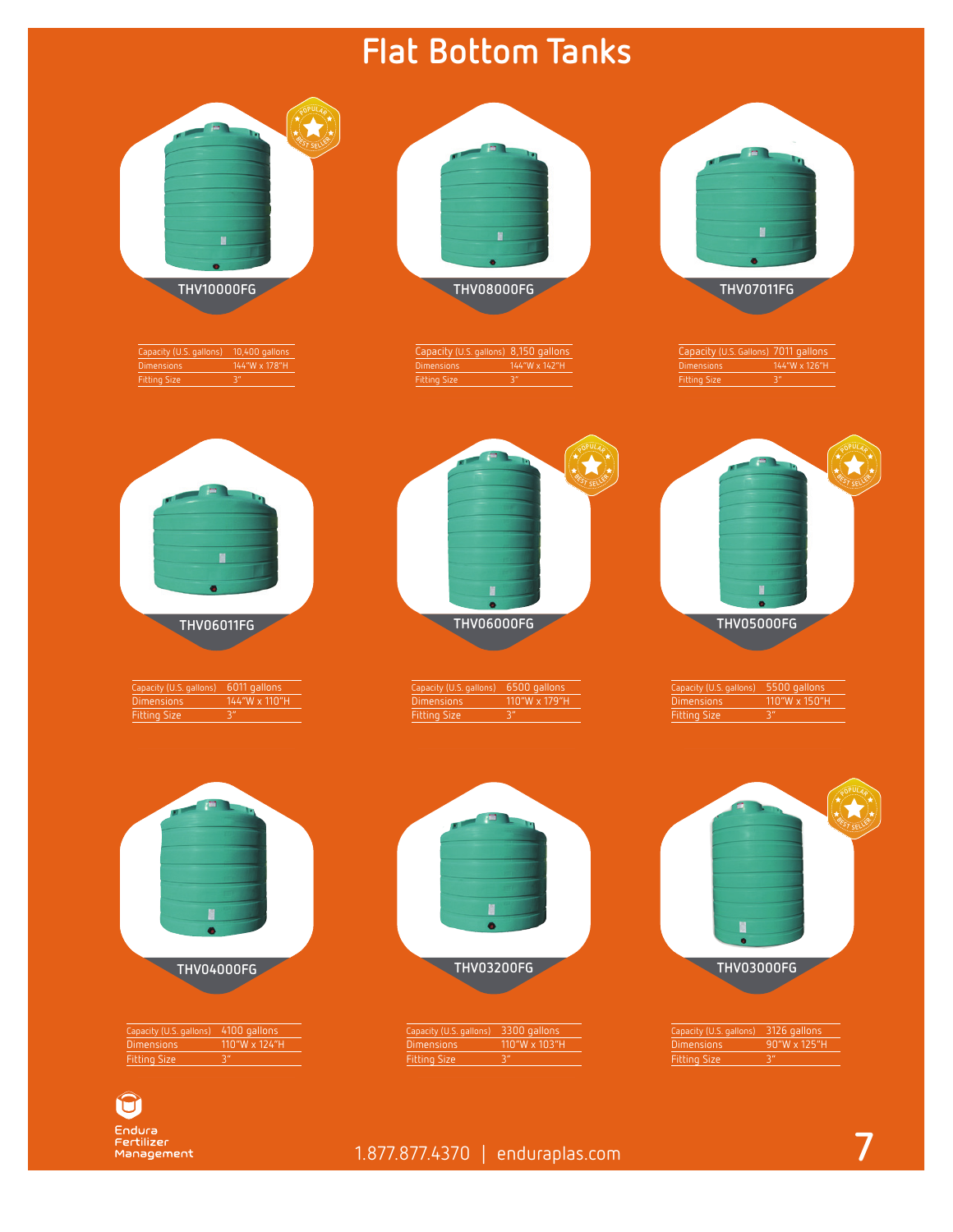# Flat Bottom Tanks

## THV10000FG

POPULAR · BEST SELLER

| Capacity (U.S. gallons) | 10,400 gallons |
|---|---|
| Dimensions | 144"W x 178"H |
| Fitting Size | 3" |

## THV08000FG

| Capacity (U.S. gallons) | 8,150 gallons |
|---|---|
| Dimensions | 144"W x 142"H |
| Fitting Size | 3" |

## THV07011FG

| Capacity (U.S. Gallons) | 7011 gallons |
|---|---|
| Dimensions | 144"W x 126"H |
| Fitting Size | 3" |

## THV06011FG

| Capacity (U.S. gallons) | 6011 gallons |
|---|---|
| Dimensions | 144"W x 110"H |
| Fitting Size | 3" |

## THV06000FG

POPULAR · BEST SELLER

| Capacity (U.S. gallons) | 6500 gallons |
|---|---|
| Dimensions | 110"W x 179"H |
| Fitting Size | 3" |

## THV05000FG

POPULAR · BEST SELLER

| Capacity (U.S. gallons) | 5500 gallons |
|---|---|
| Dimensions | 110"W x 150"H |
| Fitting Size | 3" |

## THV04000FG

| Capacity (U.S. gallons) | 4100 gallons |
|---|---|
| Dimensions | 110"W x 124"H |
| Fitting Size | 3" |

## THV03200FG

| Capacity (U.S. gallons) | 3300 gallons |
|---|---|
| Dimensions | 110"W x 103"H |
| Fitting Size | 3" |

## THV03000FG

POPULAR · BEST SELLER

| Capacity (U.S. gallons) | 3126 gallons |
|---|---|
| Dimensions | 90"W x 125"H |
| Fitting Size | 3" |

Endura Fertilizer Management

1.877.877.4370 | enduraplas.com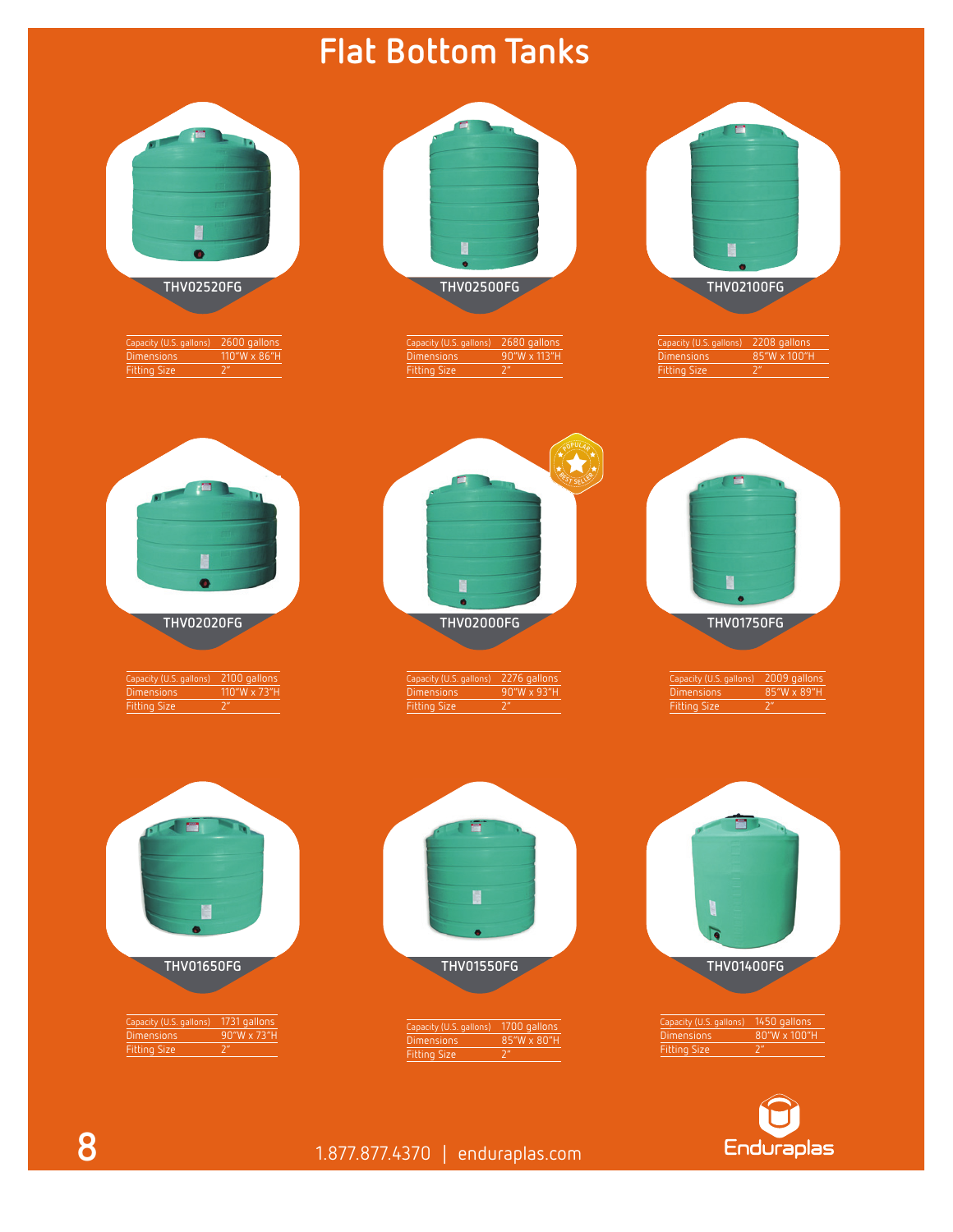# Flat Bottom Tanks

### THV02520FG

| Capacity (U.S. gallons) | 2600 gallons |
|---|---|
| Dimensions | 110"W x 86"H |
| Fitting Size | 2" |

### THV02500FG

| Capacity (U.S. gallons) | 2680 gallons |
|---|---|
| Dimensions | 90"W x 113"H |
| Fitting Size | 2" |

### THV02100FG

| Capacity (U.S. gallons) | 2208 gallons |
|---|---|
| Dimensions | 85"W x 100"H |
| Fitting Size | 2" |

### THV02020FG

| Capacity (U.S. gallons) | 2100 gallons |
|---|---|
| Dimensions | 110"W x 73"H |
| Fitting Size | 2" |

### THV02000FG

POPULAR BEST SELLER

| Capacity (U.S. gallons) | 2276 gallons |
|---|---|
| Dimensions | 90"W x 93"H |
| Fitting Size | 2" |

### THV01750FG

| Capacity (U.S. gallons) | 2009 gallons |
|---|---|
| Dimensions | 85"W x 89"H |
| Fitting Size | 2" |

### THV01650FG

| Capacity (U.S. gallons) | 1731 gallons |
|---|---|
| Dimensions | 90"W x 73"H |
| Fitting Size | 2" |

### THV01550FG

| Capacity (U.S. gallons) | 1700 gallons |
|---|---|
| Dimensions | 85"W x 80"H |
| Fitting Size | 2" |

### THV01400FG

| Capacity (U.S. gallons) | 1450 gallons |
|---|---|
| Dimensions | 80"W x 100"H |
| Fitting Size | 2" |

1.877.877.4370 | enduraplas.com

Enduraplas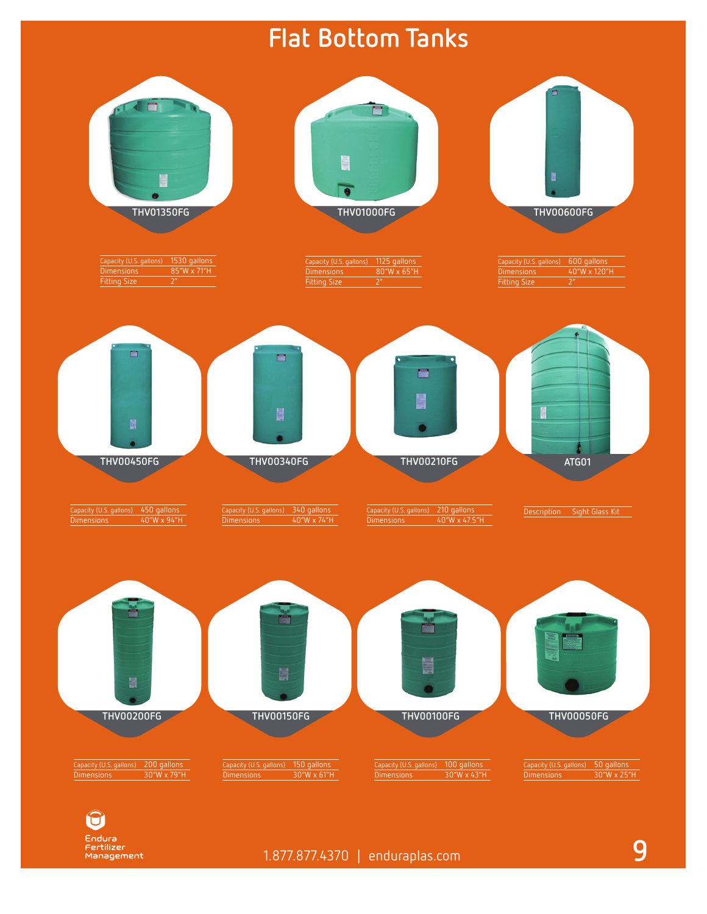# Flat Bottom Tanks

### THV01350FG

| | |
|---|---|
| Capacity (U.S. gallons) | 1530 gallons |
| Dimensions | 85"W x 71"H |
| Fitting Size | 2" |

### THV01000FG

| | |
|---|---|
| Capacity (U.S. gallons) | 1125 gallons |
| Dimensions | 80"W x 65"H |
| Fitting Size | 2" |

### THV00600FG

| | |
|---|---|
| Capacity (U.S. gallons) | 600 gallons |
| Dimensions | 40"W x 120"H |
| Fitting Size | 2" |

### THV00450FG

| | |
|---|---|
| Capacity (U.S. gallons) | 450 gallons |
| Dimensions | 40"W x 94"H |

### THV00340FG

| | |
|---|---|
| Capacity (U.S. gallons) | 340 gallons |
| Dimensions | 40"W x 74"H |

### THV00210FG

| | |
|---|---|
| Capacity (U.S. gallons) | 210 gallons |
| Dimensions | 40"W x 47.5"H |

### ATG01

| | |
|---|---|
| Description | Sight Glass Kit |

### THV00200FG

| | |
|---|---|
| Capacity (U.S. gallons) | 200 gallons |
| Dimensions | 30"W x 79"H |

### THV00150FG

| | |
|---|---|
| Capacity (U.S. gallons) | 150 gallons |
| Dimensions | 30"W x 61"H |

### THV00100FG

| | |
|---|---|
| Capacity (U.S. gallons) | 100 gallons |
| Dimensions | 30"W x 43"H |

### THV00050FG

| | |
|---|---|
| Capacity (U.S. gallons) | 50 gallons |
| Dimensions | 30"W x 25"H |

Endura Fertilizer Management

1.877.877.4370 | enduraplas.com